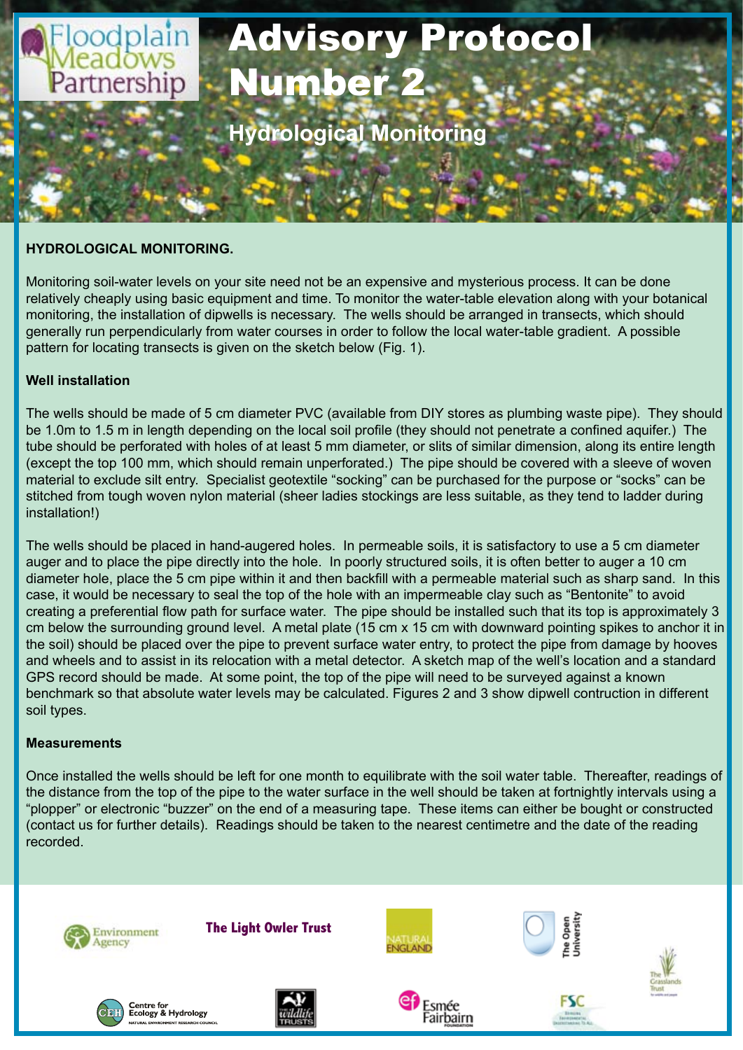Floodplain Meadows Partnership

# Advisory Protocol Number 2

## Hydrological Monitoring

**HYDROLOGICAL MONITORING.**

Monitoring soil-water levels on your site need not be an expensive and mysterious process. It can be done relatively cheaply using basic equipment and time. To monitor the water-table elevation along with your botanical monitoring, the installation of dipwells is necessary. The wells should be arranged in transects, which should generally run perpendicularly from water courses in order to follow the local water-table gradient. A possible pattern for locating transects is given on the sketch below (Fig. 1).

**Well installation**

The wells should be made of 5 cm diameter PVC (available from DIY stores as plumbing waste pipe). They should be 1.0m to 1.5 m in length depending on the local soil profile (they should not penetrate a confined aquifer.) The tube should be perforated with holes of at least 5 mm diameter, or slits of similar dimension, along its entire length (except the top 100 mm, which should remain unperforated.) The pipe should be covered with a sleeve of woven material to exclude silt entry. Specialist geotextile "socking" can be purchased for the purpose or "socks" can be stitched from tough woven nylon material (sheer ladies stockings are less suitable, as they tend to ladder during installation!)

The wells should be placed in hand-augered holes. In permeable soils, it is satisfactory to use a 5 cm diameter auger and to place the pipe directly into the hole. In poorly structured soils, it is often better to auger a 10 cm diameter hole, place the 5 cm pipe within it and then backfill with a permeable material such as sharp sand. In this case, it would be necessary to seal the top of the hole with an impermeable clay such as "Bentonite" to avoid creating a preferential flow path for surface water. The pipe should be installed such that its top is approximately 3 cm below the surrounding ground level. A metal plate (15 cm x 15 cm with downward pointing spikes to anchor it in the soil) should be placed over the pipe to prevent surface water entry, to protect the pipe from damage by hooves and wheels and to assist in its relocation with a metal detector. A sketch map of the well's location and a standard GPS record should be made. At some point, the top of the pipe will need to be surveyed against a known benchmark so that absolute water levels may be calculated. Figures 2 and 3 show dipwell contruction in different soil types.

**Measurements**

Once installed the wells should be left for one month to equilibrate with the soil water table. Thereafter, readings of the distance from the top of the pipe to the water surface in the well should be taken at fortnightly intervals using a "plopper" or electronic "buzzer" on the end of a measuring tape. These items can either be bought or constructed (contact us for further details). Readings should be taken to the nearest centimetre and the date of the reading recorded.

Environment Agency | The Light Owler Trust | Natural England | The Open University | The Grasslands Trust | Centre for Ecology & Hydrology | The Wildlife Trusts | Esmée Fairbairn | FSC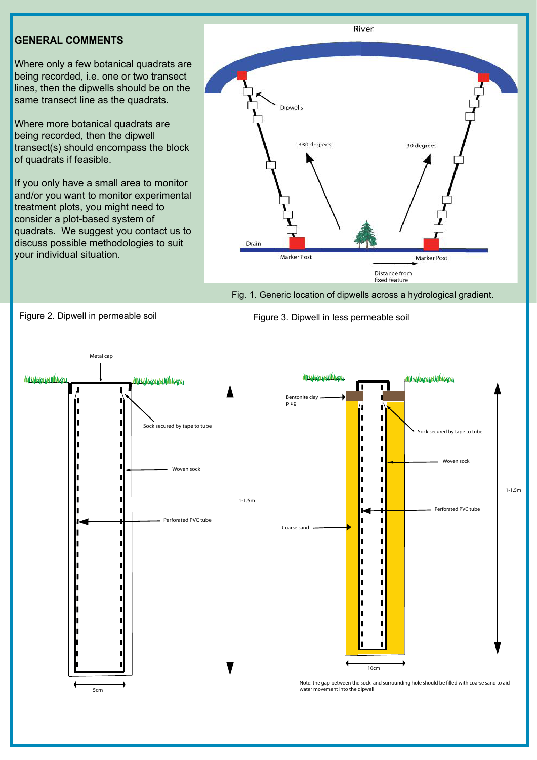## GENERAL COMMENTS

Where only a few botanical quadrats are being recorded, i.e. one or two transect lines, then the dipwells should be on the same transect line as the quadrats.

Where more botanical quadrats are being recorded, then the dipwell transect(s) should encompass the block of quadrats if feasible.

If you only have a small area to monitor and/or you want to monitor experimental treatment plots, you might need to consider a plot-based system of quadrats. We suggest you contact us to discuss possible methodologies to suit your individual situation.

River

Dipwells

330 degrees

30 degrees

Drain

Marker Post

Marker Post

Distance from fixed feature

Fig. 1. Generic location of dipwells across a hydrological gradient.

Figure 2. Dipwell in permeable soil

Metal cap

Sock secured by tape to tube

Woven sock

Perforated PVC tube

1-1.5m

5cm

Figure 3. Dipwell in less permeable soil

Bentonite clay plug

Sock secured by tape to tube

Woven sock

Perforated PVC tube

Coarse sand

1-1.5m

10cm

Note: the gap between the sock and surrounding hole should be filled with coarse sand to aid water movement into the dipwell